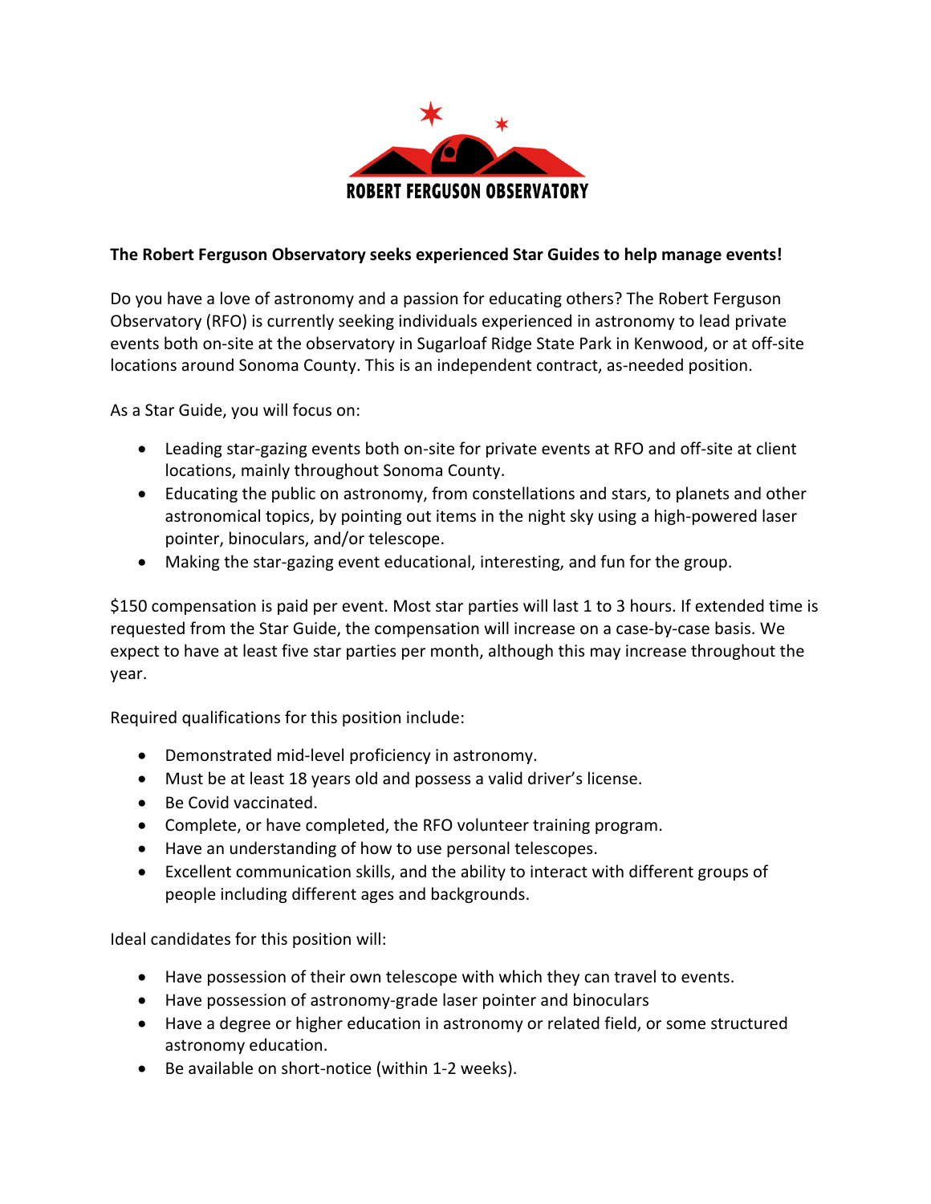ROBERT FERGUSON OBSERVATORY

**The Robert Ferguson Observatory seeks experienced Star Guides to help manage events!**

Do you have a love of astronomy and a passion for educating others? The Robert Ferguson Observatory (RFO) is currently seeking individuals experienced in astronomy to lead private events both on-site at the observatory in Sugarloaf Ridge State Park in Kenwood, or at off-site locations around Sonoma County. This is an independent contract, as-needed position.

As a Star Guide, you will focus on:

- Leading star-gazing events both on-site for private events at RFO and off-site at client locations, mainly throughout Sonoma County.
- Educating the public on astronomy, from constellations and stars, to planets and other astronomical topics, by pointing out items in the night sky using a high-powered laser pointer, binoculars, and/or telescope.
- Making the star-gazing event educational, interesting, and fun for the group.

$150 compensation is paid per event. Most star parties will last 1 to 3 hours. If extended time is requested from the Star Guide, the compensation will increase on a case-by-case basis. We expect to have at least five star parties per month, although this may increase throughout the year.

Required qualifications for this position include:

- Demonstrated mid-level proficiency in astronomy.
- Must be at least 18 years old and possess a valid driver's license.
- Be Covid vaccinated.
- Complete, or have completed, the RFO volunteer training program.
- Have an understanding of how to use personal telescopes.
- Excellent communication skills, and the ability to interact with different groups of people including different ages and backgrounds.

Ideal candidates for this position will:

- Have possession of their own telescope with which they can travel to events.
- Have possession of astronomy-grade laser pointer and binoculars
- Have a degree or higher education in astronomy or related field, or some structured astronomy education.
- Be available on short-notice (within 1-2 weeks).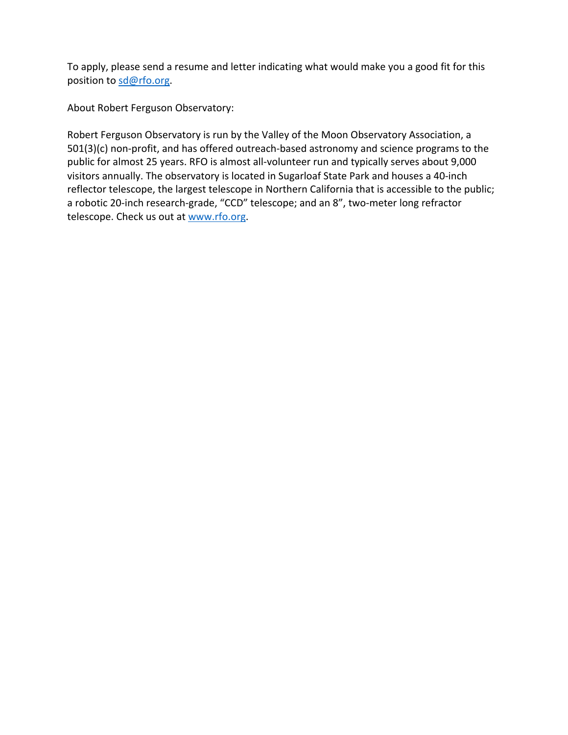To apply, please send a resume and letter indicating what would make you a good fit for this position to [sd@rfo.org](mailto:sd@rfo.org).

About Robert Ferguson Observatory:

Robert Ferguson Observatory is run by the Valley of the Moon Observatory Association, a 501(3)(c) non-profit, and has offered outreach-based astronomy and science programs to the public for almost 25 years. RFO is almost all-volunteer run and typically serves about 9,000 visitors annually. The observatory is located in Sugarloaf State Park and houses a 40-inch reflector telescope, the largest telescope in Northern California that is accessible to the public; a robotic 20-inch research-grade, "CCD" telescope; and an 8", two-meter long refractor telescope. Check us out at [www.rfo.org](http://www.rfo.org).